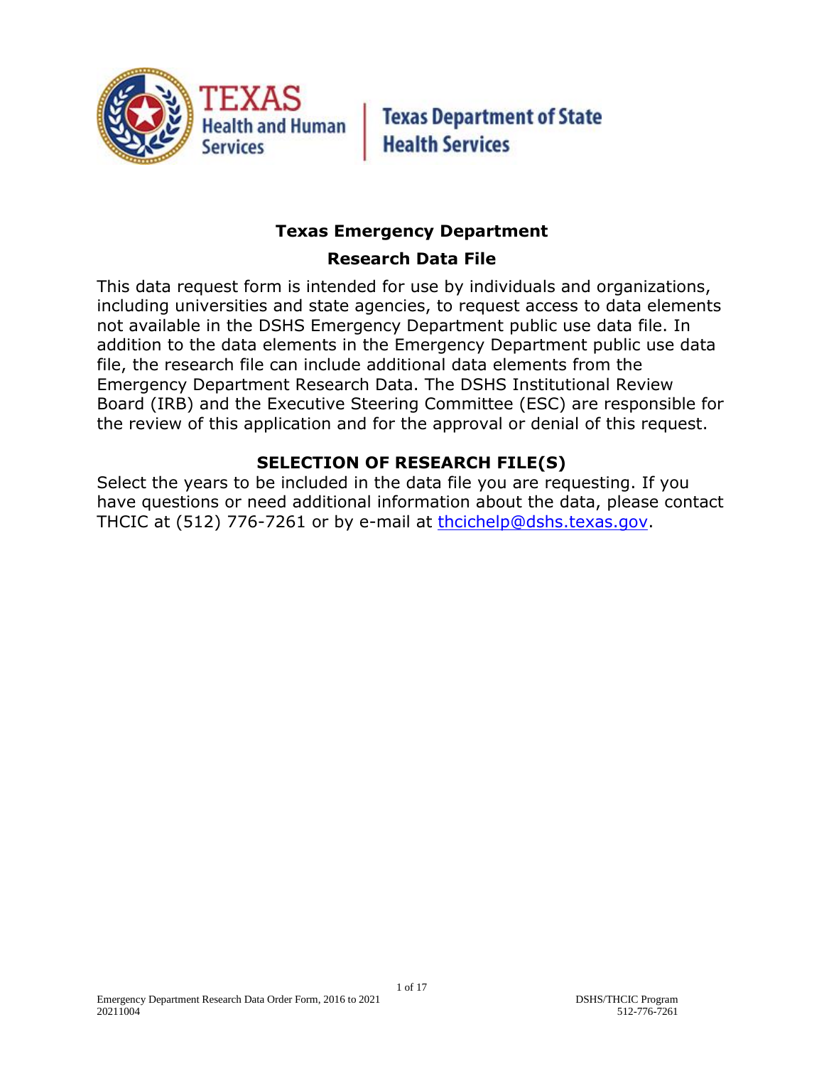Texas Health and Human Services | Texas Department of State Health Services

# Texas Emergency Department

## Research Data File

This data request form is intended for use by individuals and organizations, including universities and state agencies, to request access to data elements not available in the DSHS Emergency Department public use data file. In addition to the data elements in the Emergency Department public use data file, the research file can include additional data elements from the Emergency Department Research Data. The DSHS Institutional Review Board (IRB) and the Executive Steering Committee (ESC) are responsible for the review of this application and for the approval or denial of this request.

## SELECTION OF RESEARCH FILE(S)

Select the years to be included in the data file you are requesting. If you have questions or need additional information about the data, please contact THCIC at (512) 776-7261 or by e-mail at thcichelp@dshs.texas.gov.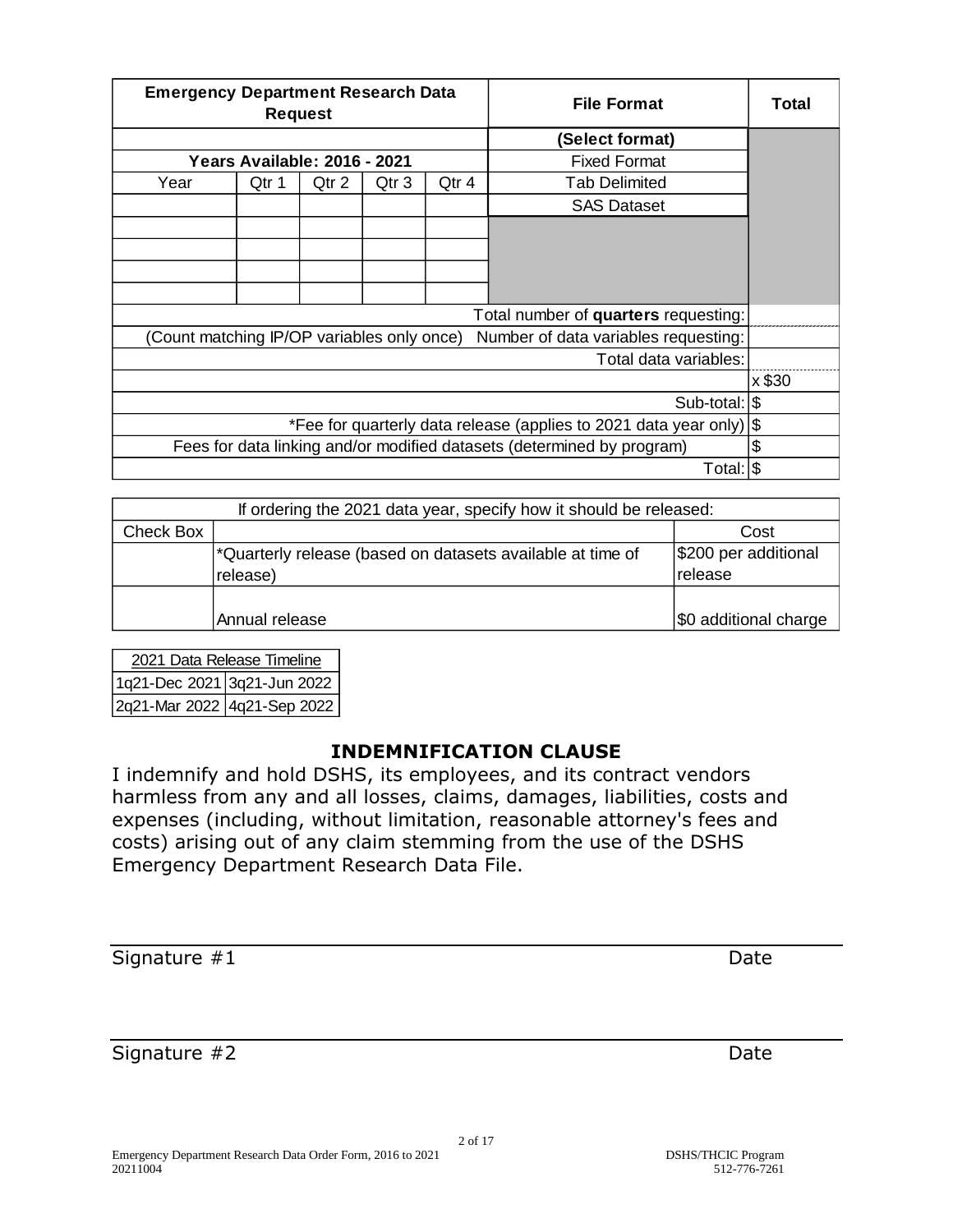| Emergency Department Research Data Request | | | | | File Format | Total |
|---|---|---|---|---|---|---|
| | | | | | (Select format) | |
| Years Available: 2016 - 2021 | | | | | Fixed Format | |
| Year | Qtr 1 | Qtr 2 | Qtr 3 | Qtr 4 | Tab Delimited | |
| | | | | | SAS Dataset | |
| | | | | | | |
| | | | | | | |
| | | | | | | |
| | | | | | | |
| Total number of **quarters** requesting: | | | | | | |
| (Count matching IP/OP variables only once) Number of data variables requesting: | | | | | | |
| Total data variables: | | | | | | |
| | | | | | | x $30 |
| Sub-total: | | | | | | $ |
| *Fee for quarterly data release (applies to 2021 data year only) | | | | | | $ |
| Fees for data linking and/or modified datasets (determined by program) | | | | | | $ |
| Total: | | | | | | $ |

| If ordering the 2021 data year, specify how it should be released: | | |
|---|---|---|
| Check Box | | Cost |
| | *Quarterly release (based on datasets available at time of release) | $200 per additional release |
| | Annual release | $0 additional charge |

| 2021 Data Release Timeline | |
|---|---|
| 1q21-Dec 2021 | 3q21-Jun 2022 |
| 2q21-Mar 2022 | 4q21-Sep 2022 |

## INDEMNIFICATION CLAUSE

I indemnify and hold DSHS, its employees, and its contract vendors harmless from any and all losses, claims, damages, liabilities, costs and expenses (including, without limitation, reasonable attorney's fees and costs) arising out of any claim stemming from the use of the DSHS Emergency Department Research Data File.

Signature #1 Date

Signature #2 Date

Emergency Department Research Data Order Form, 2016 to 2021
20211004

DSHS/THCIC Program
512-776-7261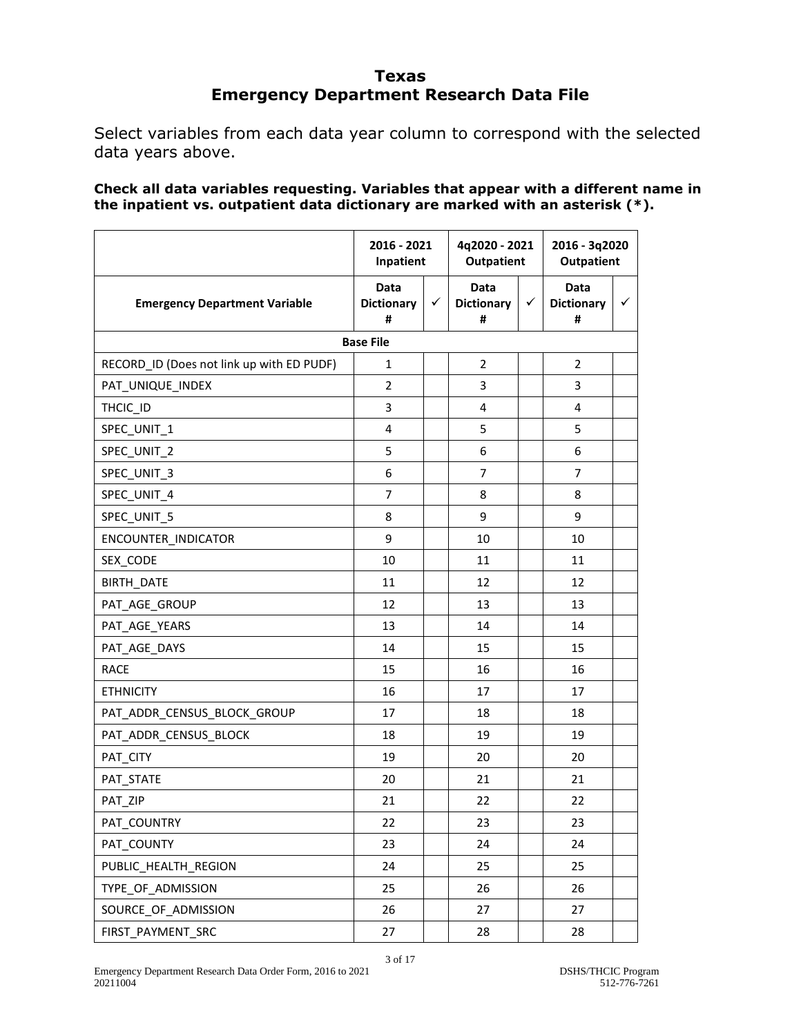# Texas
# Emergency Department Research Data File

Select variables from each data year column to correspond with the selected data years above.

**Check all data variables requesting. Variables that appear with a different name in the inpatient vs. outpatient data dictionary are marked with an asterisk (*).**

| | 2016 - 2021 Inpatient | | 4q2020 - 2021 Outpatient | | 2016 - 3q2020 Outpatient | |
|---|---|---|---|---|---|---|
| **Emergency Department Variable** | **Data Dictionary #** | ✓ | **Data Dictionary #** | ✓ | **Data Dictionary #** | ✓ |
| **Base File** | | | | | | |
| RECORD_ID (Does not link up with ED PUDF) | 1 | | 2 | | 2 | |
| PAT_UNIQUE_INDEX | 2 | | 3 | | 3 | |
| THCIC_ID | 3 | | 4 | | 4 | |
| SPEC_UNIT_1 | 4 | | 5 | | 5 | |
| SPEC_UNIT_2 | 5 | | 6 | | 6 | |
| SPEC_UNIT_3 | 6 | | 7 | | 7 | |
| SPEC_UNIT_4 | 7 | | 8 | | 8 | |
| SPEC_UNIT_5 | 8 | | 9 | | 9 | |
| ENCOUNTER_INDICATOR | 9 | | 10 | | 10 | |
| SEX_CODE | 10 | | 11 | | 11 | |
| BIRTH_DATE | 11 | | 12 | | 12 | |
| PAT_AGE_GROUP | 12 | | 13 | | 13 | |
| PAT_AGE_YEARS | 13 | | 14 | | 14 | |
| PAT_AGE_DAYS | 14 | | 15 | | 15 | |
| RACE | 15 | | 16 | | 16 | |
| ETHNICITY | 16 | | 17 | | 17 | |
| PAT_ADDR_CENSUS_BLOCK_GROUP | 17 | | 18 | | 18 | |
| PAT_ADDR_CENSUS_BLOCK | 18 | | 19 | | 19 | |
| PAT_CITY | 19 | | 20 | | 20 | |
| PAT_STATE | 20 | | 21 | | 21 | |
| PAT_ZIP | 21 | | 22 | | 22 | |
| PAT_COUNTRY | 22 | | 23 | | 23 | |
| PAT_COUNTY | 23 | | 24 | | 24 | |
| PUBLIC_HEALTH_REGION | 24 | | 25 | | 25 | |
| TYPE_OF_ADMISSION | 25 | | 26 | | 26 | |
| SOURCE_OF_ADMISSION | 26 | | 27 | | 27 | |
| FIRST_PAYMENT_SRC | 27 | | 28 | | 28 | |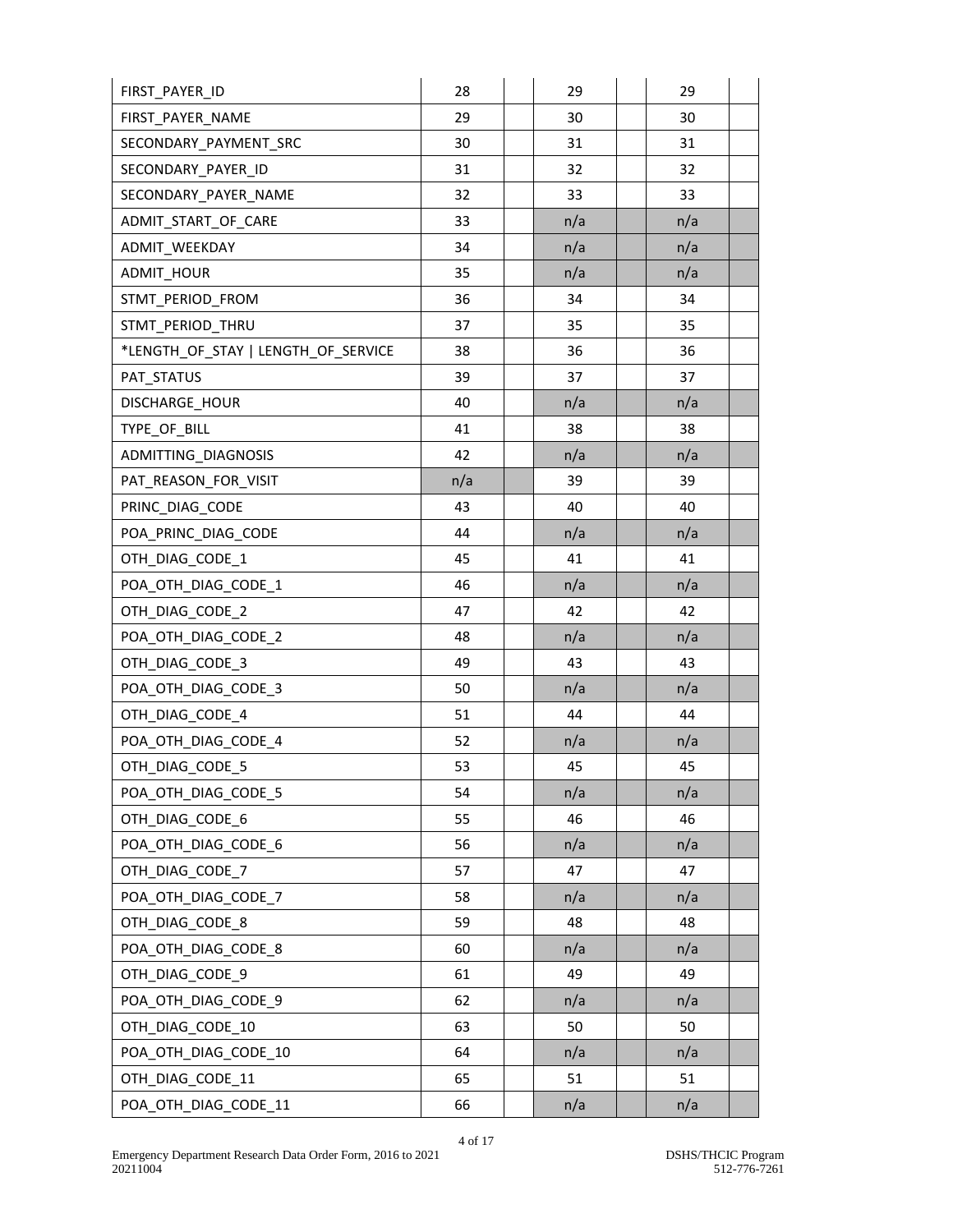| | | | | | | |
|---|---|---|---|---|---|---|
| FIRST_PAYER_ID | 28 | | 29 | | 29 | |
| FIRST_PAYER_NAME | 29 | | 30 | | 30 | |
| SECONDARY_PAYMENT_SRC | 30 | | 31 | | 31 | |
| SECONDARY_PAYER_ID | 31 | | 32 | | 32 | |
| SECONDARY_PAYER_NAME | 32 | | 33 | | 33 | |
| ADMIT_START_OF_CARE | 33 | | n/a | | n/a | |
| ADMIT_WEEKDAY | 34 | | n/a | | n/a | |
| ADMIT_HOUR | 35 | | n/a | | n/a | |
| STMT_PERIOD_FROM | 36 | | 34 | | 34 | |
| STMT_PERIOD_THRU | 37 | | 35 | | 35 | |
| *LENGTH_OF_STAY \| LENGTH_OF_SERVICE | 38 | | 36 | | 36 | |
| PAT_STATUS | 39 | | 37 | | 37 | |
| DISCHARGE_HOUR | 40 | | n/a | | n/a | |
| TYPE_OF_BILL | 41 | | 38 | | 38 | |
| ADMITTING_DIAGNOSIS | 42 | | n/a | | n/a | |
| PAT_REASON_FOR_VISIT | n/a | | 39 | | 39 | |
| PRINC_DIAG_CODE | 43 | | 40 | | 40 | |
| POA_PRINC_DIAG_CODE | 44 | | n/a | | n/a | |
| OTH_DIAG_CODE_1 | 45 | | 41 | | 41 | |
| POA_OTH_DIAG_CODE_1 | 46 | | n/a | | n/a | |
| OTH_DIAG_CODE_2 | 47 | | 42 | | 42 | |
| POA_OTH_DIAG_CODE_2 | 48 | | n/a | | n/a | |
| OTH_DIAG_CODE_3 | 49 | | 43 | | 43 | |
| POA_OTH_DIAG_CODE_3 | 50 | | n/a | | n/a | |
| OTH_DIAG_CODE_4 | 51 | | 44 | | 44 | |
| POA_OTH_DIAG_CODE_4 | 52 | | n/a | | n/a | |
| OTH_DIAG_CODE_5 | 53 | | 45 | | 45 | |
| POA_OTH_DIAG_CODE_5 | 54 | | n/a | | n/a | |
| OTH_DIAG_CODE_6 | 55 | | 46 | | 46 | |
| POA_OTH_DIAG_CODE_6 | 56 | | n/a | | n/a | |
| OTH_DIAG_CODE_7 | 57 | | 47 | | 47 | |
| POA_OTH_DIAG_CODE_7 | 58 | | n/a | | n/a | |
| OTH_DIAG_CODE_8 | 59 | | 48 | | 48 | |
| POA_OTH_DIAG_CODE_8 | 60 | | n/a | | n/a | |
| OTH_DIAG_CODE_9 | 61 | | 49 | | 49 | |
| POA_OTH_DIAG_CODE_9 | 62 | | n/a | | n/a | |
| OTH_DIAG_CODE_10 | 63 | | 50 | | 50 | |
| POA_OTH_DIAG_CODE_10 | 64 | | n/a | | n/a | |
| OTH_DIAG_CODE_11 | 65 | | 51 | | 51 | |
| POA_OTH_DIAG_CODE_11 | 66 | | n/a | | n/a | |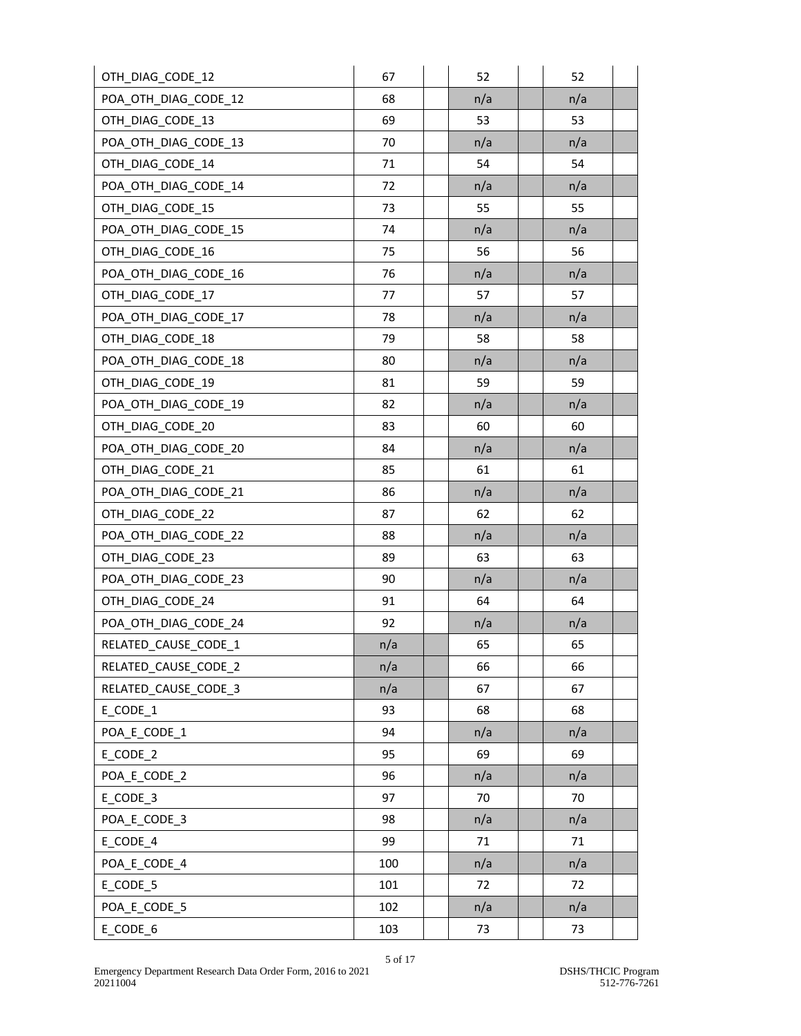| | | | | | | |
|---|---|---|---|---|---|---|
| OTH_DIAG_CODE_12 | 67 | | 52 | | 52 | |
| POA_OTH_DIAG_CODE_12 | 68 | | n/a | | n/a | |
| OTH_DIAG_CODE_13 | 69 | | 53 | | 53 | |
| POA_OTH_DIAG_CODE_13 | 70 | | n/a | | n/a | |
| OTH_DIAG_CODE_14 | 71 | | 54 | | 54 | |
| POA_OTH_DIAG_CODE_14 | 72 | | n/a | | n/a | |
| OTH_DIAG_CODE_15 | 73 | | 55 | | 55 | |
| POA_OTH_DIAG_CODE_15 | 74 | | n/a | | n/a | |
| OTH_DIAG_CODE_16 | 75 | | 56 | | 56 | |
| POA_OTH_DIAG_CODE_16 | 76 | | n/a | | n/a | |
| OTH_DIAG_CODE_17 | 77 | | 57 | | 57 | |
| POA_OTH_DIAG_CODE_17 | 78 | | n/a | | n/a | |
| OTH_DIAG_CODE_18 | 79 | | 58 | | 58 | |
| POA_OTH_DIAG_CODE_18 | 80 | | n/a | | n/a | |
| OTH_DIAG_CODE_19 | 81 | | 59 | | 59 | |
| POA_OTH_DIAG_CODE_19 | 82 | | n/a | | n/a | |
| OTH_DIAG_CODE_20 | 83 | | 60 | | 60 | |
| POA_OTH_DIAG_CODE_20 | 84 | | n/a | | n/a | |
| OTH_DIAG_CODE_21 | 85 | | 61 | | 61 | |
| POA_OTH_DIAG_CODE_21 | 86 | | n/a | | n/a | |
| OTH_DIAG_CODE_22 | 87 | | 62 | | 62 | |
| POA_OTH_DIAG_CODE_22 | 88 | | n/a | | n/a | |
| OTH_DIAG_CODE_23 | 89 | | 63 | | 63 | |
| POA_OTH_DIAG_CODE_23 | 90 | | n/a | | n/a | |
| OTH_DIAG_CODE_24 | 91 | | 64 | | 64 | |
| POA_OTH_DIAG_CODE_24 | 92 | | n/a | | n/a | |
| RELATED_CAUSE_CODE_1 | n/a | | 65 | | 65 | |
| RELATED_CAUSE_CODE_2 | n/a | | 66 | | 66 | |
| RELATED_CAUSE_CODE_3 | n/a | | 67 | | 67 | |
| E_CODE_1 | 93 | | 68 | | 68 | |
| POA_E_CODE_1 | 94 | | n/a | | n/a | |
| E_CODE_2 | 95 | | 69 | | 69 | |
| POA_E_CODE_2 | 96 | | n/a | | n/a | |
| E_CODE_3 | 97 | | 70 | | 70 | |
| POA_E_CODE_3 | 98 | | n/a | | n/a | |
| E_CODE_4 | 99 | | 71 | | 71 | |
| POA_E_CODE_4 | 100 | | n/a | | n/a | |
| E_CODE_5 | 101 | | 72 | | 72 | |
| POA_E_CODE_5 | 102 | | n/a | | n/a | |
| E_CODE_6 | 103 | | 73 | | 73 | |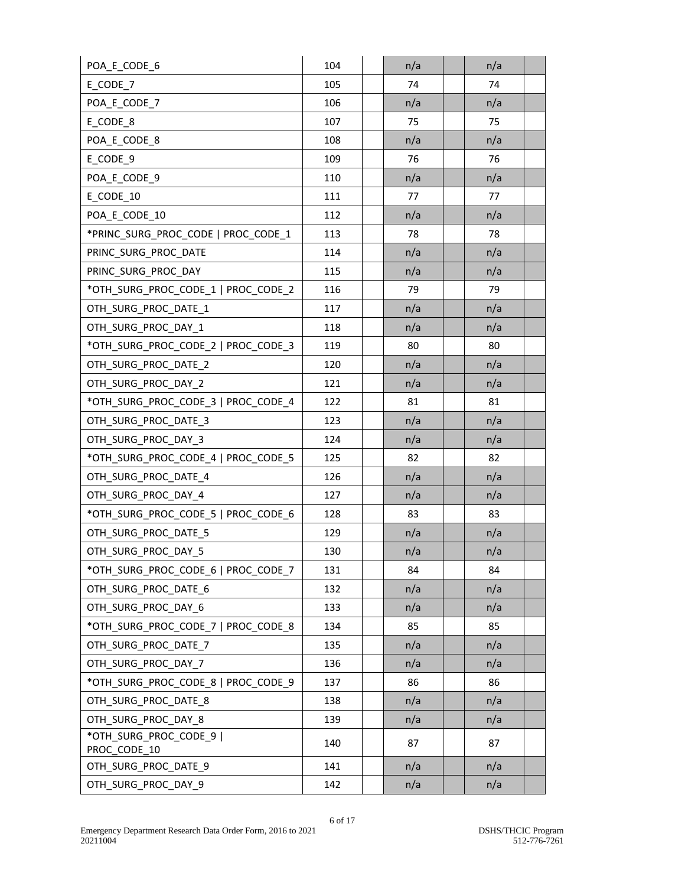| | | | | | | |
|---|---|---|---|---|---|---|
| POA_E_CODE_6 | 104 | | n/a | | n/a | |
| E_CODE_7 | 105 | | 74 | | 74 | |
| POA_E_CODE_7 | 106 | | n/a | | n/a | |
| E_CODE_8 | 107 | | 75 | | 75 | |
| POA_E_CODE_8 | 108 | | n/a | | n/a | |
| E_CODE_9 | 109 | | 76 | | 76 | |
| POA_E_CODE_9 | 110 | | n/a | | n/a | |
| E_CODE_10 | 111 | | 77 | | 77 | |
| POA_E_CODE_10 | 112 | | n/a | | n/a | |
| *PRINC_SURG_PROC_CODE \| PROC_CODE_1 | 113 | | 78 | | 78 | |
| PRINC_SURG_PROC_DATE | 114 | | n/a | | n/a | |
| PRINC_SURG_PROC_DAY | 115 | | n/a | | n/a | |
| *OTH_SURG_PROC_CODE_1 \| PROC_CODE_2 | 116 | | 79 | | 79 | |
| OTH_SURG_PROC_DATE_1 | 117 | | n/a | | n/a | |
| OTH_SURG_PROC_DAY_1 | 118 | | n/a | | n/a | |
| *OTH_SURG_PROC_CODE_2 \| PROC_CODE_3 | 119 | | 80 | | 80 | |
| OTH_SURG_PROC_DATE_2 | 120 | | n/a | | n/a | |
| OTH_SURG_PROC_DAY_2 | 121 | | n/a | | n/a | |
| *OTH_SURG_PROC_CODE_3 \| PROC_CODE_4 | 122 | | 81 | | 81 | |
| OTH_SURG_PROC_DATE_3 | 123 | | n/a | | n/a | |
| OTH_SURG_PROC_DAY_3 | 124 | | n/a | | n/a | |
| *OTH_SURG_PROC_CODE_4 \| PROC_CODE_5 | 125 | | 82 | | 82 | |
| OTH_SURG_PROC_DATE_4 | 126 | | n/a | | n/a | |
| OTH_SURG_PROC_DAY_4 | 127 | | n/a | | n/a | |
| *OTH_SURG_PROC_CODE_5 \| PROC_CODE_6 | 128 | | 83 | | 83 | |
| OTH_SURG_PROC_DATE_5 | 129 | | n/a | | n/a | |
| OTH_SURG_PROC_DAY_5 | 130 | | n/a | | n/a | |
| *OTH_SURG_PROC_CODE_6 \| PROC_CODE_7 | 131 | | 84 | | 84 | |
| OTH_SURG_PROC_DATE_6 | 132 | | n/a | | n/a | |
| OTH_SURG_PROC_DAY_6 | 133 | | n/a | | n/a | |
| *OTH_SURG_PROC_CODE_7 \| PROC_CODE_8 | 134 | | 85 | | 85 | |
| OTH_SURG_PROC_DATE_7 | 135 | | n/a | | n/a | |
| OTH_SURG_PROC_DAY_7 | 136 | | n/a | | n/a | |
| *OTH_SURG_PROC_CODE_8 \| PROC_CODE_9 | 137 | | 86 | | 86 | |
| OTH_SURG_PROC_DATE_8 | 138 | | n/a | | n/a | |
| OTH_SURG_PROC_DAY_8 | 139 | | n/a | | n/a | |
| *OTH_SURG_PROC_CODE_9 \| PROC_CODE_10 | 140 | | 87 | | 87 | |
| OTH_SURG_PROC_DATE_9 | 141 | | n/a | | n/a | |
| OTH_SURG_PROC_DAY_9 | 142 | | n/a | | n/a | |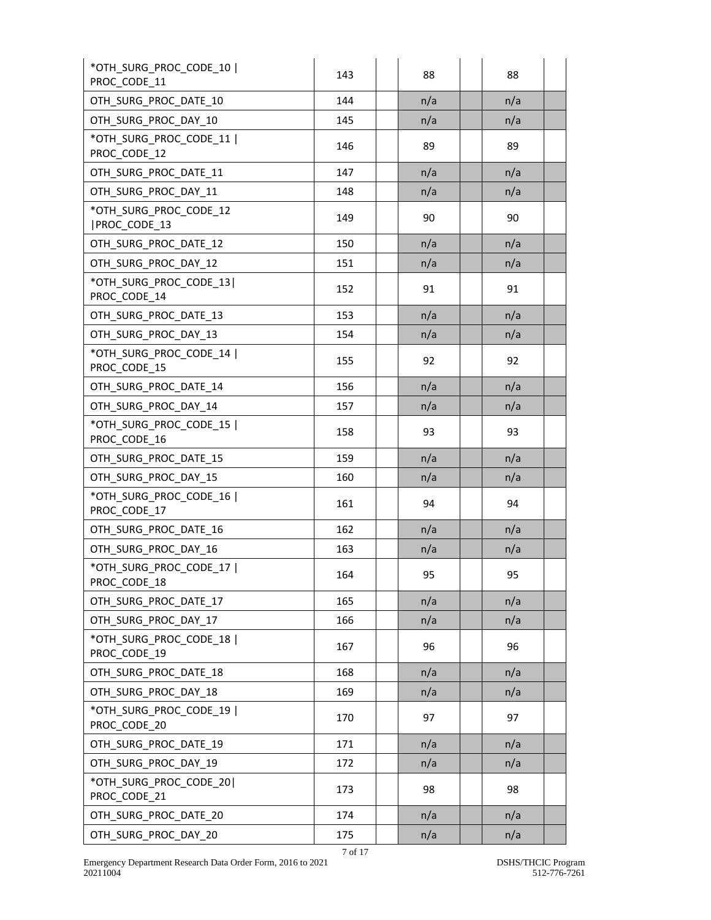| | | | | | | |
|---|---|---|---|---|---|---|
| *OTH_SURG_PROC_CODE_10 \| PROC_CODE_11 | 143 | | 88 | | 88 | |
| OTH_SURG_PROC_DATE_10 | 144 | | n/a | | n/a | |
| OTH_SURG_PROC_DAY_10 | 145 | | n/a | | n/a | |
| *OTH_SURG_PROC_CODE_11 \| PROC_CODE_12 | 146 | | 89 | | 89 | |
| OTH_SURG_PROC_DATE_11 | 147 | | n/a | | n/a | |
| OTH_SURG_PROC_DAY_11 | 148 | | n/a | | n/a | |
| *OTH_SURG_PROC_CODE_12 \|PROC_CODE_13 | 149 | | 90 | | 90 | |
| OTH_SURG_PROC_DATE_12 | 150 | | n/a | | n/a | |
| OTH_SURG_PROC_DAY_12 | 151 | | n/a | | n/a | |
| *OTH_SURG_PROC_CODE_13\| PROC_CODE_14 | 152 | | 91 | | 91 | |
| OTH_SURG_PROC_DATE_13 | 153 | | n/a | | n/a | |
| OTH_SURG_PROC_DAY_13 | 154 | | n/a | | n/a | |
| *OTH_SURG_PROC_CODE_14 \| PROC_CODE_15 | 155 | | 92 | | 92 | |
| OTH_SURG_PROC_DATE_14 | 156 | | n/a | | n/a | |
| OTH_SURG_PROC_DAY_14 | 157 | | n/a | | n/a | |
| *OTH_SURG_PROC_CODE_15 \| PROC_CODE_16 | 158 | | 93 | | 93 | |
| OTH_SURG_PROC_DATE_15 | 159 | | n/a | | n/a | |
| OTH_SURG_PROC_DAY_15 | 160 | | n/a | | n/a | |
| *OTH_SURG_PROC_CODE_16 \| PROC_CODE_17 | 161 | | 94 | | 94 | |
| OTH_SURG_PROC_DATE_16 | 162 | | n/a | | n/a | |
| OTH_SURG_PROC_DAY_16 | 163 | | n/a | | n/a | |
| *OTH_SURG_PROC_CODE_17 \| PROC_CODE_18 | 164 | | 95 | | 95 | |
| OTH_SURG_PROC_DATE_17 | 165 | | n/a | | n/a | |
| OTH_SURG_PROC_DAY_17 | 166 | | n/a | | n/a | |
| *OTH_SURG_PROC_CODE_18 \| PROC_CODE_19 | 167 | | 96 | | 96 | |
| OTH_SURG_PROC_DATE_18 | 168 | | n/a | | n/a | |
| OTH_SURG_PROC_DAY_18 | 169 | | n/a | | n/a | |
| *OTH_SURG_PROC_CODE_19 \| PROC_CODE_20 | 170 | | 97 | | 97 | |
| OTH_SURG_PROC_DATE_19 | 171 | | n/a | | n/a | |
| OTH_SURG_PROC_DAY_19 | 172 | | n/a | | n/a | |
| *OTH_SURG_PROC_CODE_20\| PROC_CODE_21 | 173 | | 98 | | 98 | |
| OTH_SURG_PROC_DATE_20 | 174 | | n/a | | n/a | |
| OTH_SURG_PROC_DAY_20 | 175 | | n/a | | n/a | |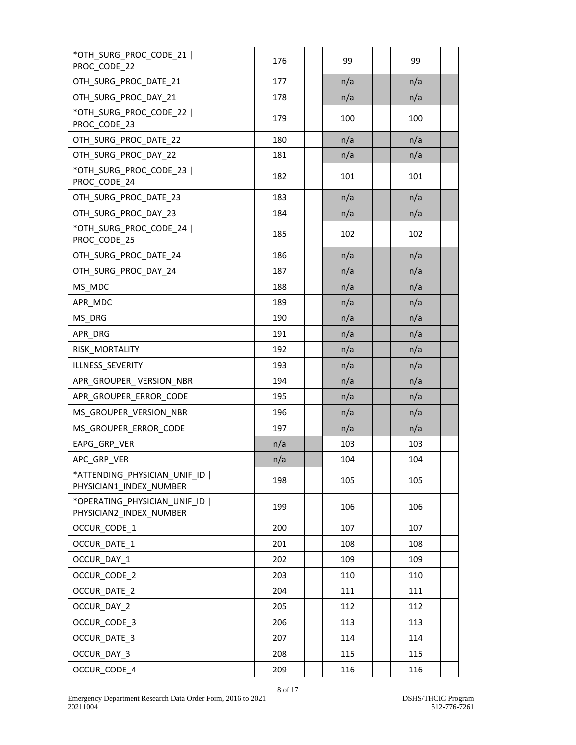| | | | | | | |
|---|---|---|---|---|---|---|
| *OTH_SURG_PROC_CODE_21 \| PROC_CODE_22 | 176 | | 99 | | 99 | |
| OTH_SURG_PROC_DATE_21 | 177 | | n/a | | n/a | |
| OTH_SURG_PROC_DAY_21 | 178 | | n/a | | n/a | |
| *OTH_SURG_PROC_CODE_22 \| PROC_CODE_23 | 179 | | 100 | | 100 | |
| OTH_SURG_PROC_DATE_22 | 180 | | n/a | | n/a | |
| OTH_SURG_PROC_DAY_22 | 181 | | n/a | | n/a | |
| *OTH_SURG_PROC_CODE_23 \| PROC_CODE_24 | 182 | | 101 | | 101 | |
| OTH_SURG_PROC_DATE_23 | 183 | | n/a | | n/a | |
| OTH_SURG_PROC_DAY_23 | 184 | | n/a | | n/a | |
| *OTH_SURG_PROC_CODE_24 \| PROC_CODE_25 | 185 | | 102 | | 102 | |
| OTH_SURG_PROC_DATE_24 | 186 | | n/a | | n/a | |
| OTH_SURG_PROC_DAY_24 | 187 | | n/a | | n/a | |
| MS_MDC | 188 | | n/a | | n/a | |
| APR_MDC | 189 | | n/a | | n/a | |
| MS_DRG | 190 | | n/a | | n/a | |
| APR_DRG | 191 | | n/a | | n/a | |
| RISK_MORTALITY | 192 | | n/a | | n/a | |
| ILLNESS_SEVERITY | 193 | | n/a | | n/a | |
| APR_GROUPER_ VERSION_NBR | 194 | | n/a | | n/a | |
| APR_GROUPER_ERROR_CODE | 195 | | n/a | | n/a | |
| MS_GROUPER_VERSION_NBR | 196 | | n/a | | n/a | |
| MS_GROUPER_ERROR_CODE | 197 | | n/a | | n/a | |
| EAPG_GRP_VER | n/a | | 103 | | 103 | |
| APC_GRP_VER | n/a | | 104 | | 104 | |
| *ATTENDING_PHYSICIAN_UNIF_ID \| PHYSICIAN1_INDEX_NUMBER | 198 | | 105 | | 105 | |
| *OPERATING_PHYSICIAN_UNIF_ID \| PHYSICIAN2_INDEX_NUMBER | 199 | | 106 | | 106 | |
| OCCUR_CODE_1 | 200 | | 107 | | 107 | |
| OCCUR_DATE_1 | 201 | | 108 | | 108 | |
| OCCUR_DAY_1 | 202 | | 109 | | 109 | |
| OCCUR_CODE_2 | 203 | | 110 | | 110 | |
| OCCUR_DATE_2 | 204 | | 111 | | 111 | |
| OCCUR_DAY_2 | 205 | | 112 | | 112 | |
| OCCUR_CODE_3 | 206 | | 113 | | 113 | |
| OCCUR_DATE_3 | 207 | | 114 | | 114 | |
| OCCUR_DAY_3 | 208 | | 115 | | 115 | |
| OCCUR_CODE_4 | 209 | | 116 | | 116 | |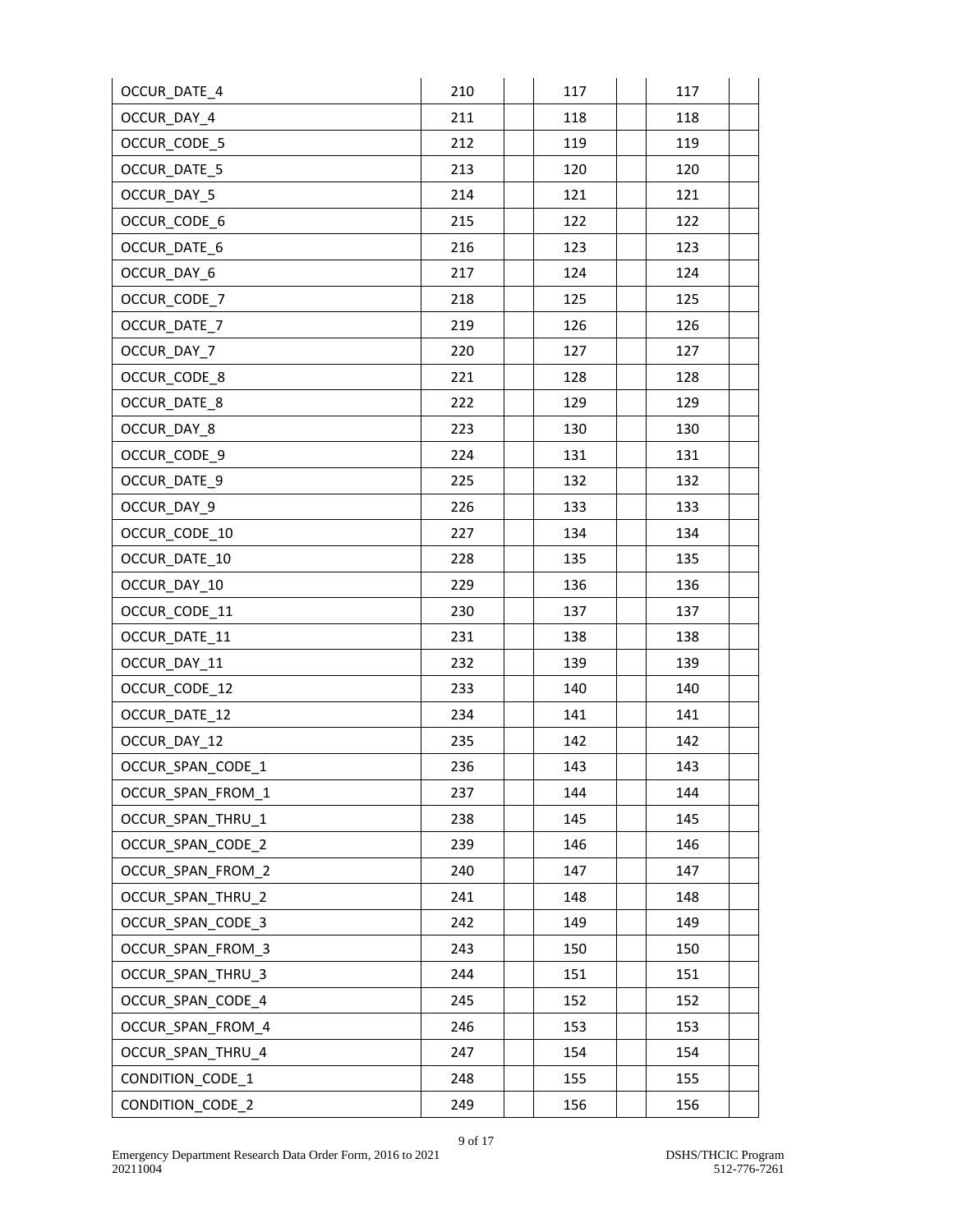| | | | | | | |
|---|---|---|---|---|---|---|
| OCCUR_DATE_4 | 210 | | 117 | | 117 | |
| OCCUR_DAY_4 | 211 | | 118 | | 118 | |
| OCCUR_CODE_5 | 212 | | 119 | | 119 | |
| OCCUR_DATE_5 | 213 | | 120 | | 120 | |
| OCCUR_DAY_5 | 214 | | 121 | | 121 | |
| OCCUR_CODE_6 | 215 | | 122 | | 122 | |
| OCCUR_DATE_6 | 216 | | 123 | | 123 | |
| OCCUR_DAY_6 | 217 | | 124 | | 124 | |
| OCCUR_CODE_7 | 218 | | 125 | | 125 | |
| OCCUR_DATE_7 | 219 | | 126 | | 126 | |
| OCCUR_DAY_7 | 220 | | 127 | | 127 | |
| OCCUR_CODE_8 | 221 | | 128 | | 128 | |
| OCCUR_DATE_8 | 222 | | 129 | | 129 | |
| OCCUR_DAY_8 | 223 | | 130 | | 130 | |
| OCCUR_CODE_9 | 224 | | 131 | | 131 | |
| OCCUR_DATE_9 | 225 | | 132 | | 132 | |
| OCCUR_DAY_9 | 226 | | 133 | | 133 | |
| OCCUR_CODE_10 | 227 | | 134 | | 134 | |
| OCCUR_DATE_10 | 228 | | 135 | | 135 | |
| OCCUR_DAY_10 | 229 | | 136 | | 136 | |
| OCCUR_CODE_11 | 230 | | 137 | | 137 | |
| OCCUR_DATE_11 | 231 | | 138 | | 138 | |
| OCCUR_DAY_11 | 232 | | 139 | | 139 | |
| OCCUR_CODE_12 | 233 | | 140 | | 140 | |
| OCCUR_DATE_12 | 234 | | 141 | | 141 | |
| OCCUR_DAY_12 | 235 | | 142 | | 142 | |
| OCCUR_SPAN_CODE_1 | 236 | | 143 | | 143 | |
| OCCUR_SPAN_FROM_1 | 237 | | 144 | | 144 | |
| OCCUR_SPAN_THRU_1 | 238 | | 145 | | 145 | |
| OCCUR_SPAN_CODE_2 | 239 | | 146 | | 146 | |
| OCCUR_SPAN_FROM_2 | 240 | | 147 | | 147 | |
| OCCUR_SPAN_THRU_2 | 241 | | 148 | | 148 | |
| OCCUR_SPAN_CODE_3 | 242 | | 149 | | 149 | |
| OCCUR_SPAN_FROM_3 | 243 | | 150 | | 150 | |
| OCCUR_SPAN_THRU_3 | 244 | | 151 | | 151 | |
| OCCUR_SPAN_CODE_4 | 245 | | 152 | | 152 | |
| OCCUR_SPAN_FROM_4 | 246 | | 153 | | 153 | |
| OCCUR_SPAN_THRU_4 | 247 | | 154 | | 154 | |
| CONDITION_CODE_1 | 248 | | 155 | | 155 | |
| CONDITION_CODE_2 | 249 | | 156 | | 156 | |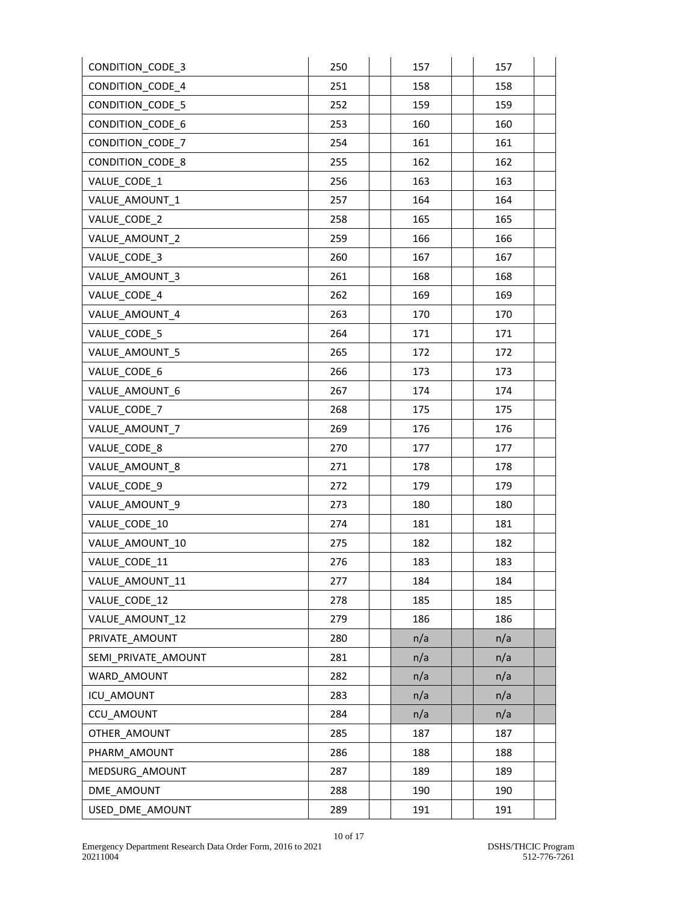| | | | | | | |
|---|---|---|---|---|---|---|
| CONDITION_CODE_3 | 250 | | 157 | | 157 | |
| CONDITION_CODE_4 | 251 | | 158 | | 158 | |
| CONDITION_CODE_5 | 252 | | 159 | | 159 | |
| CONDITION_CODE_6 | 253 | | 160 | | 160 | |
| CONDITION_CODE_7 | 254 | | 161 | | 161 | |
| CONDITION_CODE_8 | 255 | | 162 | | 162 | |
| VALUE_CODE_1 | 256 | | 163 | | 163 | |
| VALUE_AMOUNT_1 | 257 | | 164 | | 164 | |
| VALUE_CODE_2 | 258 | | 165 | | 165 | |
| VALUE_AMOUNT_2 | 259 | | 166 | | 166 | |
| VALUE_CODE_3 | 260 | | 167 | | 167 | |
| VALUE_AMOUNT_3 | 261 | | 168 | | 168 | |
| VALUE_CODE_4 | 262 | | 169 | | 169 | |
| VALUE_AMOUNT_4 | 263 | | 170 | | 170 | |
| VALUE_CODE_5 | 264 | | 171 | | 171 | |
| VALUE_AMOUNT_5 | 265 | | 172 | | 172 | |
| VALUE_CODE_6 | 266 | | 173 | | 173 | |
| VALUE_AMOUNT_6 | 267 | | 174 | | 174 | |
| VALUE_CODE_7 | 268 | | 175 | | 175 | |
| VALUE_AMOUNT_7 | 269 | | 176 | | 176 | |
| VALUE_CODE_8 | 270 | | 177 | | 177 | |
| VALUE_AMOUNT_8 | 271 | | 178 | | 178 | |
| VALUE_CODE_9 | 272 | | 179 | | 179 | |
| VALUE_AMOUNT_9 | 273 | | 180 | | 180 | |
| VALUE_CODE_10 | 274 | | 181 | | 181 | |
| VALUE_AMOUNT_10 | 275 | | 182 | | 182 | |
| VALUE_CODE_11 | 276 | | 183 | | 183 | |
| VALUE_AMOUNT_11 | 277 | | 184 | | 184 | |
| VALUE_CODE_12 | 278 | | 185 | | 185 | |
| VALUE_AMOUNT_12 | 279 | | 186 | | 186 | |
| PRIVATE_AMOUNT | 280 | | n/a | | n/a | |
| SEMI_PRIVATE_AMOUNT | 281 | | n/a | | n/a | |
| WARD_AMOUNT | 282 | | n/a | | n/a | |
| ICU_AMOUNT | 283 | | n/a | | n/a | |
| CCU_AMOUNT | 284 | | n/a | | n/a | |
| OTHER_AMOUNT | 285 | | 187 | | 187 | |
| PHARM_AMOUNT | 286 | | 188 | | 188 | |
| MEDSURG_AMOUNT | 287 | | 189 | | 189 | |
| DME_AMOUNT | 288 | | 190 | | 190 | |
| USED_DME_AMOUNT | 289 | | 191 | | 191 | |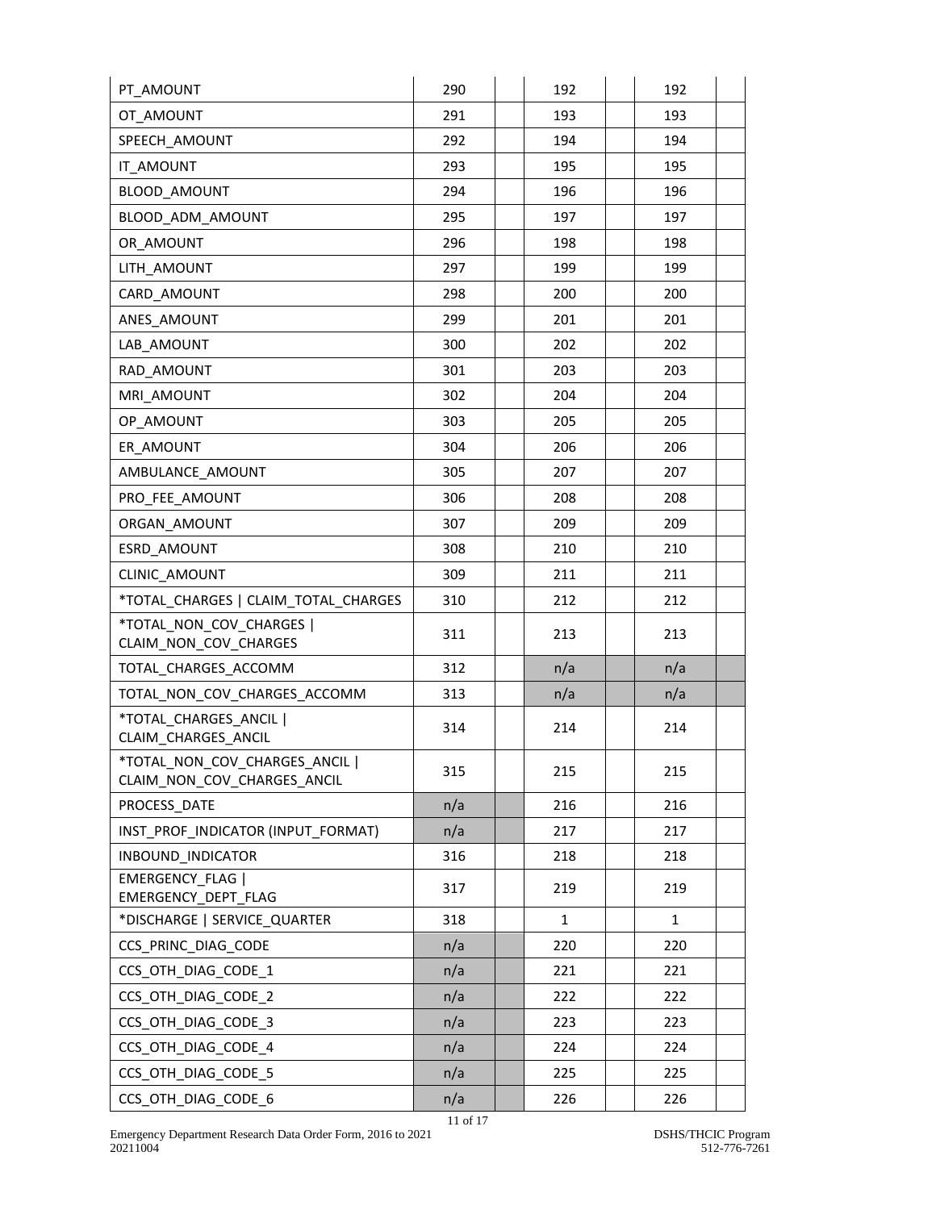| PT_AMOUNT | 290 | | 192 | | 192 | |
|---|---|---|---|---|---|---|
| OT_AMOUNT | 291 | | 193 | | 193 | |
| SPEECH_AMOUNT | 292 | | 194 | | 194 | |
| IT_AMOUNT | 293 | | 195 | | 195 | |
| BLOOD_AMOUNT | 294 | | 196 | | 196 | |
| BLOOD_ADM_AMOUNT | 295 | | 197 | | 197 | |
| OR_AMOUNT | 296 | | 198 | | 198 | |
| LITH_AMOUNT | 297 | | 199 | | 199 | |
| CARD_AMOUNT | 298 | | 200 | | 200 | |
| ANES_AMOUNT | 299 | | 201 | | 201 | |
| LAB_AMOUNT | 300 | | 202 | | 202 | |
| RAD_AMOUNT | 301 | | 203 | | 203 | |
| MRI_AMOUNT | 302 | | 204 | | 204 | |
| OP_AMOUNT | 303 | | 205 | | 205 | |
| ER_AMOUNT | 304 | | 206 | | 206 | |
| AMBULANCE_AMOUNT | 305 | | 207 | | 207 | |
| PRO_FEE_AMOUNT | 306 | | 208 | | 208 | |
| ORGAN_AMOUNT | 307 | | 209 | | 209 | |
| ESRD_AMOUNT | 308 | | 210 | | 210 | |
| CLINIC_AMOUNT | 309 | | 211 | | 211 | |
| *TOTAL_CHARGES \| CLAIM_TOTAL_CHARGES | 310 | | 212 | | 212 | |
| *TOTAL_NON_COV_CHARGES \| CLAIM_NON_COV_CHARGES | 311 | | 213 | | 213 | |
| TOTAL_CHARGES_ACCOMM | 312 | | n/a | | n/a | |
| TOTAL_NON_COV_CHARGES_ACCOMM | 313 | | n/a | | n/a | |
| *TOTAL_CHARGES_ANCIL \| CLAIM_CHARGES_ANCIL | 314 | | 214 | | 214 | |
| *TOTAL_NON_COV_CHARGES_ANCIL \| CLAIM_NON_COV_CHARGES_ANCIL | 315 | | 215 | | 215 | |
| PROCESS_DATE | n/a | | 216 | | 216 | |
| INST_PROF_INDICATOR (INPUT_FORMAT) | n/a | | 217 | | 217 | |
| INBOUND_INDICATOR | 316 | | 218 | | 218 | |
| EMERGENCY_FLAG \| EMERGENCY_DEPT_FLAG | 317 | | 219 | | 219 | |
| *DISCHARGE \| SERVICE_QUARTER | 318 | | 1 | | 1 | |
| CCS_PRINC_DIAG_CODE | n/a | | 220 | | 220 | |
| CCS_OTH_DIAG_CODE_1 | n/a | | 221 | | 221 | |
| CCS_OTH_DIAG_CODE_2 | n/a | | 222 | | 222 | |
| CCS_OTH_DIAG_CODE_3 | n/a | | 223 | | 223 | |
| CCS_OTH_DIAG_CODE_4 | n/a | | 224 | | 224 | |
| CCS_OTH_DIAG_CODE_5 | n/a | | 225 | | 225 | |
| CCS_OTH_DIAG_CODE_6 | n/a | | 226 | | 226 | |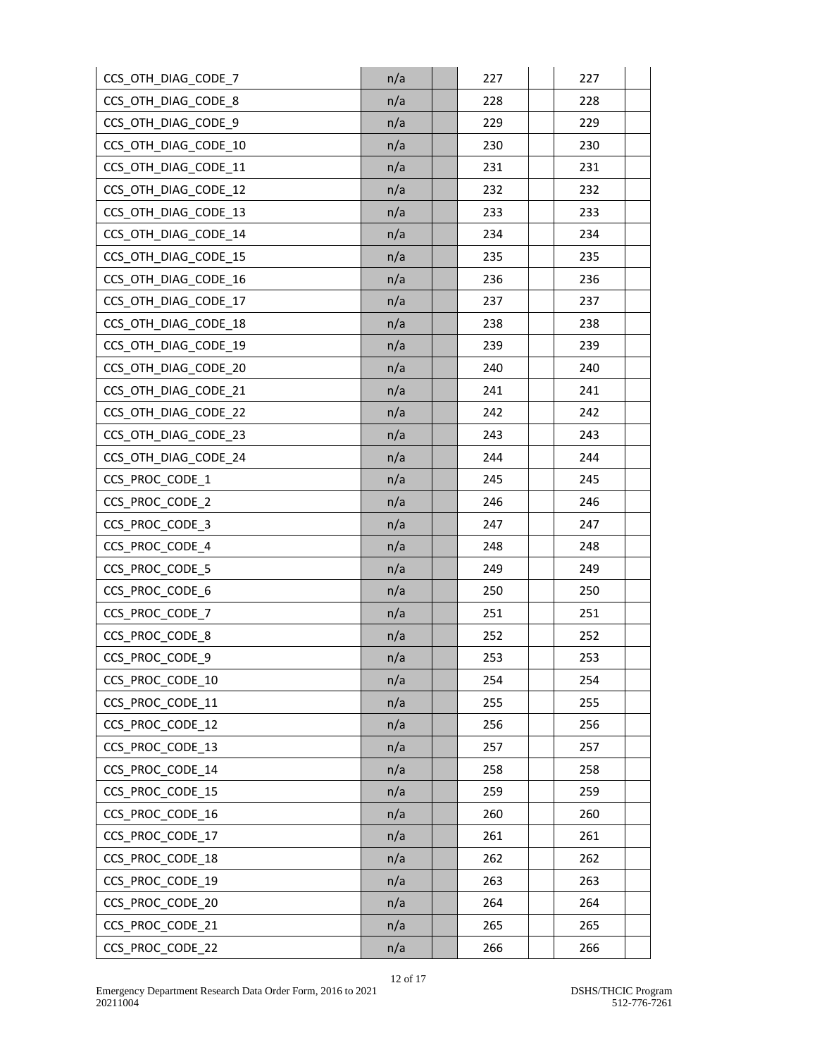| | | | | | | |
|---|---|---|---|---|---|---|
| CCS_OTH_DIAG_CODE_7 | n/a | | 227 | | 227 | |
| CCS_OTH_DIAG_CODE_8 | n/a | | 228 | | 228 | |
| CCS_OTH_DIAG_CODE_9 | n/a | | 229 | | 229 | |
| CCS_OTH_DIAG_CODE_10 | n/a | | 230 | | 230 | |
| CCS_OTH_DIAG_CODE_11 | n/a | | 231 | | 231 | |
| CCS_OTH_DIAG_CODE_12 | n/a | | 232 | | 232 | |
| CCS_OTH_DIAG_CODE_13 | n/a | | 233 | | 233 | |
| CCS_OTH_DIAG_CODE_14 | n/a | | 234 | | 234 | |
| CCS_OTH_DIAG_CODE_15 | n/a | | 235 | | 235 | |
| CCS_OTH_DIAG_CODE_16 | n/a | | 236 | | 236 | |
| CCS_OTH_DIAG_CODE_17 | n/a | | 237 | | 237 | |
| CCS_OTH_DIAG_CODE_18 | n/a | | 238 | | 238 | |
| CCS_OTH_DIAG_CODE_19 | n/a | | 239 | | 239 | |
| CCS_OTH_DIAG_CODE_20 | n/a | | 240 | | 240 | |
| CCS_OTH_DIAG_CODE_21 | n/a | | 241 | | 241 | |
| CCS_OTH_DIAG_CODE_22 | n/a | | 242 | | 242 | |
| CCS_OTH_DIAG_CODE_23 | n/a | | 243 | | 243 | |
| CCS_OTH_DIAG_CODE_24 | n/a | | 244 | | 244 | |
| CCS_PROC_CODE_1 | n/a | | 245 | | 245 | |
| CCS_PROC_CODE_2 | n/a | | 246 | | 246 | |
| CCS_PROC_CODE_3 | n/a | | 247 | | 247 | |
| CCS_PROC_CODE_4 | n/a | | 248 | | 248 | |
| CCS_PROC_CODE_5 | n/a | | 249 | | 249 | |
| CCS_PROC_CODE_6 | n/a | | 250 | | 250 | |
| CCS_PROC_CODE_7 | n/a | | 251 | | 251 | |
| CCS_PROC_CODE_8 | n/a | | 252 | | 252 | |
| CCS_PROC_CODE_9 | n/a | | 253 | | 253 | |
| CCS_PROC_CODE_10 | n/a | | 254 | | 254 | |
| CCS_PROC_CODE_11 | n/a | | 255 | | 255 | |
| CCS_PROC_CODE_12 | n/a | | 256 | | 256 | |
| CCS_PROC_CODE_13 | n/a | | 257 | | 257 | |
| CCS_PROC_CODE_14 | n/a | | 258 | | 258 | |
| CCS_PROC_CODE_15 | n/a | | 259 | | 259 | |
| CCS_PROC_CODE_16 | n/a | | 260 | | 260 | |
| CCS_PROC_CODE_17 | n/a | | 261 | | 261 | |
| CCS_PROC_CODE_18 | n/a | | 262 | | 262 | |
| CCS_PROC_CODE_19 | n/a | | 263 | | 263 | |
| CCS_PROC_CODE_20 | n/a | | 264 | | 264 | |
| CCS_PROC_CODE_21 | n/a | | 265 | | 265 | |
| CCS_PROC_CODE_22 | n/a | | 266 | | 266 | |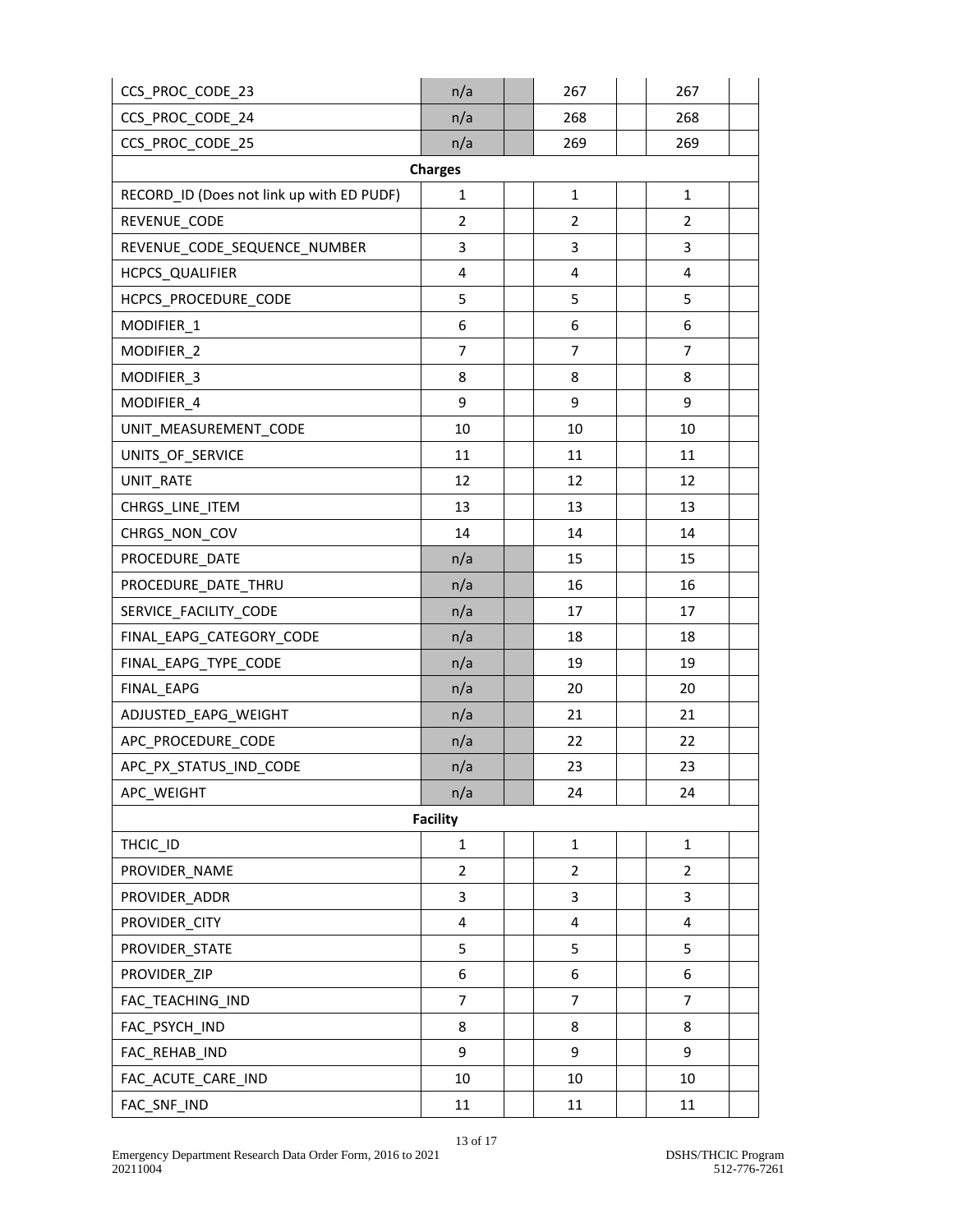| | | | | | | |
|---|---|---|---|---|---|---|
| CCS_PROC_CODE_23 | n/a | | 267 | | 267 | |
| CCS_PROC_CODE_24 | n/a | | 268 | | 268 | |
| CCS_PROC_CODE_25 | n/a | | 269 | | 269 | |
| **Charges** | | | | | | |
| RECORD_ID (Does not link up with ED PUDF) | 1 | | 1 | | 1 | |
| REVENUE_CODE | 2 | | 2 | | 2 | |
| REVENUE_CODE_SEQUENCE_NUMBER | 3 | | 3 | | 3 | |
| HCPCS_QUALIFIER | 4 | | 4 | | 4 | |
| HCPCS_PROCEDURE_CODE | 5 | | 5 | | 5 | |
| MODIFIER_1 | 6 | | 6 | | 6 | |
| MODIFIER_2 | 7 | | 7 | | 7 | |
| MODIFIER_3 | 8 | | 8 | | 8 | |
| MODIFIER_4 | 9 | | 9 | | 9 | |
| UNIT_MEASUREMENT_CODE | 10 | | 10 | | 10 | |
| UNITS_OF_SERVICE | 11 | | 11 | | 11 | |
| UNIT_RATE | 12 | | 12 | | 12 | |
| CHRGS_LINE_ITEM | 13 | | 13 | | 13 | |
| CHRGS_NON_COV | 14 | | 14 | | 14 | |
| PROCEDURE_DATE | n/a | | 15 | | 15 | |
| PROCEDURE_DATE_THRU | n/a | | 16 | | 16 | |
| SERVICE_FACILITY_CODE | n/a | | 17 | | 17 | |
| FINAL_EAPG_CATEGORY_CODE | n/a | | 18 | | 18 | |
| FINAL_EAPG_TYPE_CODE | n/a | | 19 | | 19 | |
| FINAL_EAPG | n/a | | 20 | | 20 | |
| ADJUSTED_EAPG_WEIGHT | n/a | | 21 | | 21 | |
| APC_PROCEDURE_CODE | n/a | | 22 | | 22 | |
| APC_PX_STATUS_IND_CODE | n/a | | 23 | | 23 | |
| APC_WEIGHT | n/a | | 24 | | 24 | |
| **Facility** | | | | | | |
| THCIC_ID | 1 | | 1 | | 1 | |
| PROVIDER_NAME | 2 | | 2 | | 2 | |
| PROVIDER_ADDR | 3 | | 3 | | 3 | |
| PROVIDER_CITY | 4 | | 4 | | 4 | |
| PROVIDER_STATE | 5 | | 5 | | 5 | |
| PROVIDER_ZIP | 6 | | 6 | | 6 | |
| FAC_TEACHING_IND | 7 | | 7 | | 7 | |
| FAC_PSYCH_IND | 8 | | 8 | | 8 | |
| FAC_REHAB_IND | 9 | | 9 | | 9 | |
| FAC_ACUTE_CARE_IND | 10 | | 10 | | 10 | |
| FAC_SNF_IND | 11 | | 11 | | 11 | |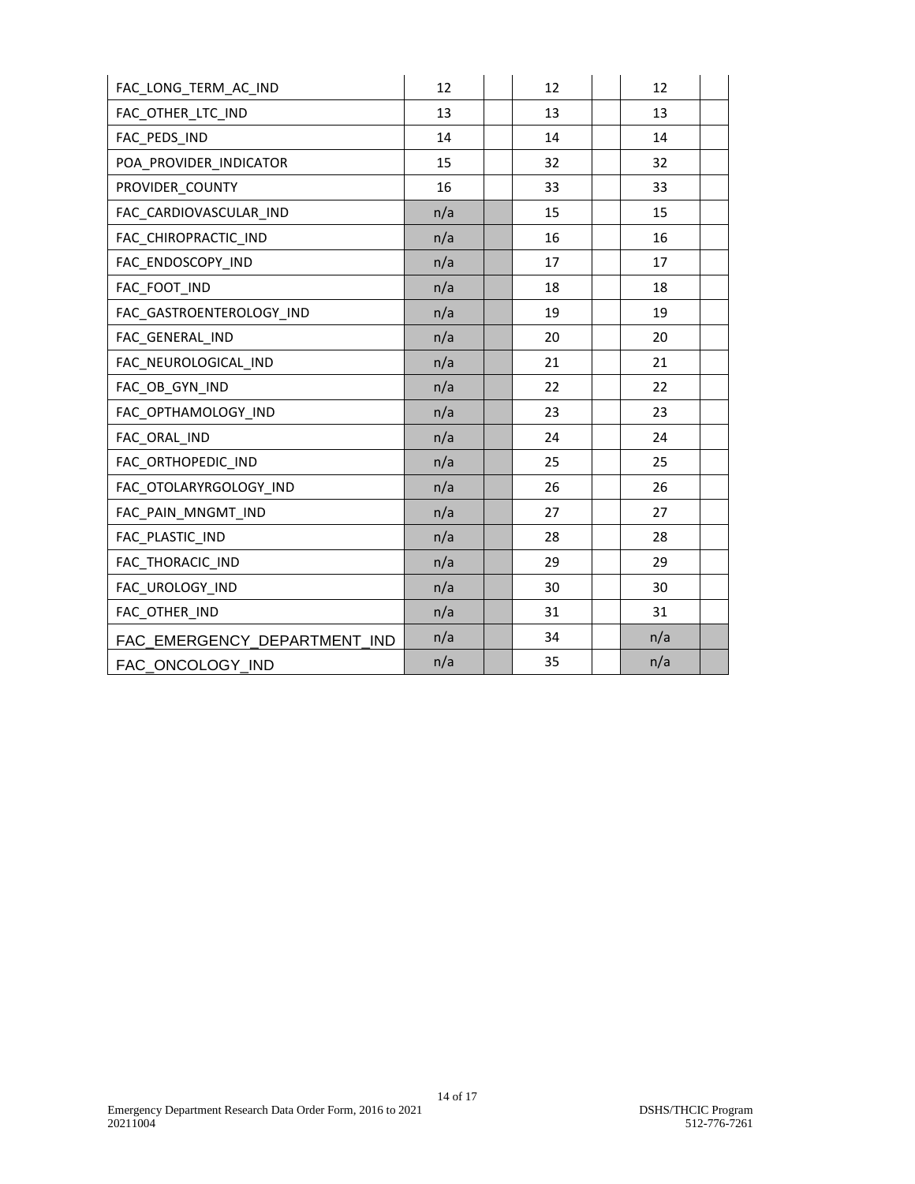| | | | | | | |
|---|---|---|---|---|---|---|
| FAC_LONG_TERM_AC_IND | 12 | | 12 | | 12 | |
| FAC_OTHER_LTC_IND | 13 | | 13 | | 13 | |
| FAC_PEDS_IND | 14 | | 14 | | 14 | |
| POA_PROVIDER_INDICATOR | 15 | | 32 | | 32 | |
| PROVIDER_COUNTY | 16 | | 33 | | 33 | |
| FAC_CARDIOVASCULAR_IND | n/a | | 15 | | 15 | |
| FAC_CHIROPRACTIC_IND | n/a | | 16 | | 16 | |
| FAC_ENDOSCOPY_IND | n/a | | 17 | | 17 | |
| FAC_FOOT_IND | n/a | | 18 | | 18 | |
| FAC_GASTROENTEROLOGY_IND | n/a | | 19 | | 19 | |
| FAC_GENERAL_IND | n/a | | 20 | | 20 | |
| FAC_NEUROLOGICAL_IND | n/a | | 21 | | 21 | |
| FAC_OB_GYN_IND | n/a | | 22 | | 22 | |
| FAC_OPTHAMOLOGY_IND | n/a | | 23 | | 23 | |
| FAC_ORAL_IND | n/a | | 24 | | 24 | |
| FAC_ORTHOPEDIC_IND | n/a | | 25 | | 25 | |
| FAC_OTOLARYRGOLOGY_IND | n/a | | 26 | | 26 | |
| FAC_PAIN_MNGMT_IND | n/a | | 27 | | 27 | |
| FAC_PLASTIC_IND | n/a | | 28 | | 28 | |
| FAC_THORACIC_IND | n/a | | 29 | | 29 | |
| FAC_UROLOGY_IND | n/a | | 30 | | 30 | |
| FAC_OTHER_IND | n/a | | 31 | | 31 | |
| FAC_EMERGENCY_DEPARTMENT_IND | n/a | | 34 | | n/a | |
| FAC_ONCOLOGY_IND | n/a | | 35 | | n/a | |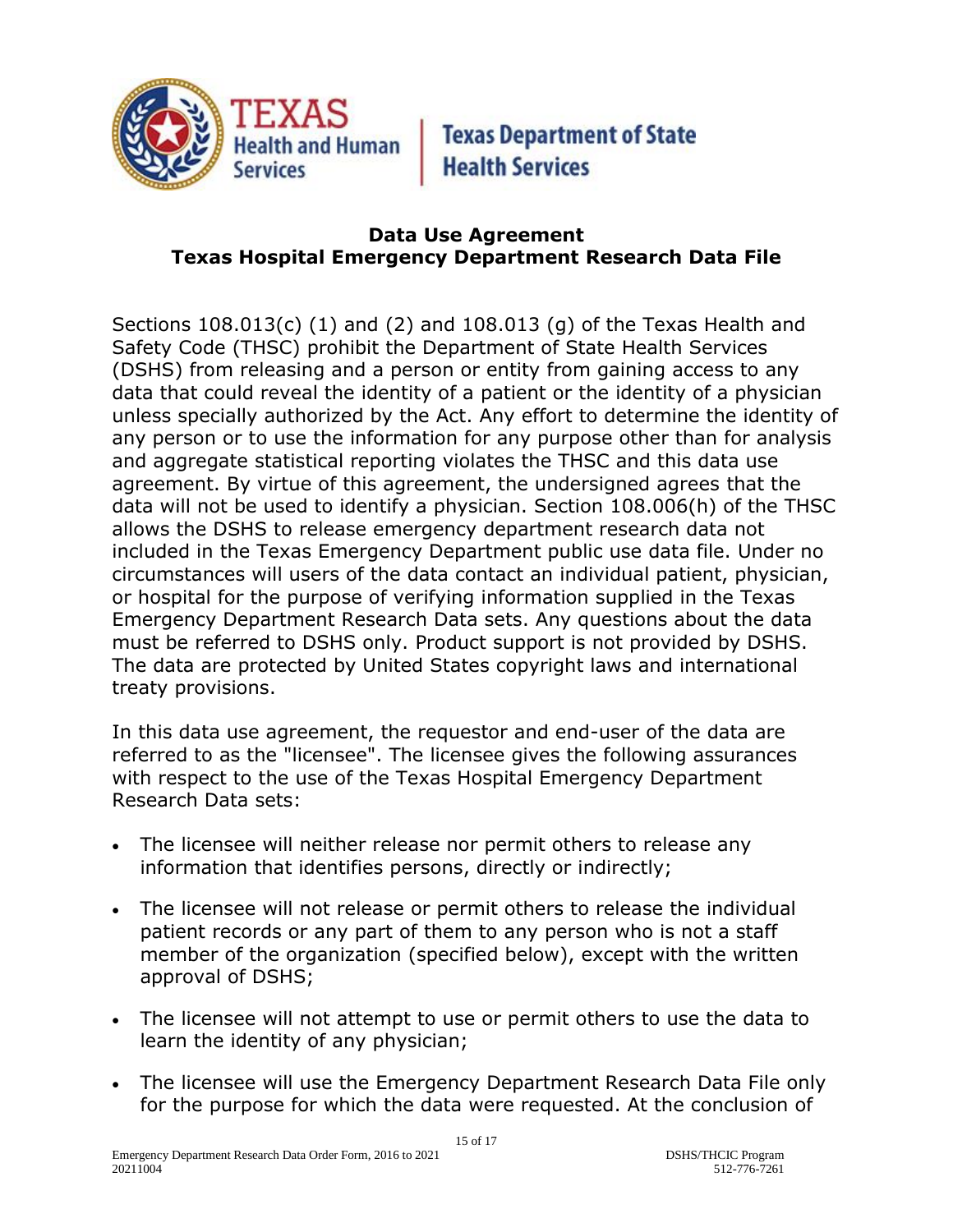Texas Health and Human Services | Texas Department of State Health Services

## Data Use Agreement
## Texas Hospital Emergency Department Research Data File

Sections 108.013(c) (1) and (2) and 108.013 (g) of the Texas Health and Safety Code (THSC) prohibit the Department of State Health Services (DSHS) from releasing and a person or entity from gaining access to any data that could reveal the identity of a patient or the identity of a physician unless specially authorized by the Act. Any effort to determine the identity of any person or to use the information for any purpose other than for analysis and aggregate statistical reporting violates the THSC and this data use agreement. By virtue of this agreement, the undersigned agrees that the data will not be used to identify a physician. Section 108.006(h) of the THSC allows the DSHS to release emergency department research data not included in the Texas Emergency Department public use data file. Under no circumstances will users of the data contact an individual patient, physician, or hospital for the purpose of verifying information supplied in the Texas Emergency Department Research Data sets. Any questions about the data must be referred to DSHS only. Product support is not provided by DSHS. The data are protected by United States copyright laws and international treaty provisions.

In this data use agreement, the requestor and end-user of the data are referred to as the "licensee". The licensee gives the following assurances with respect to the use of the Texas Hospital Emergency Department Research Data sets:

- The licensee will neither release nor permit others to release any information that identifies persons, directly or indirectly;
- The licensee will not release or permit others to release the individual patient records or any part of them to any person who is not a staff member of the organization (specified below), except with the written approval of DSHS;
- The licensee will not attempt to use or permit others to use the data to learn the identity of any physician;
- The licensee will use the Emergency Department Research Data File only for the purpose for which the data were requested. At the conclusion of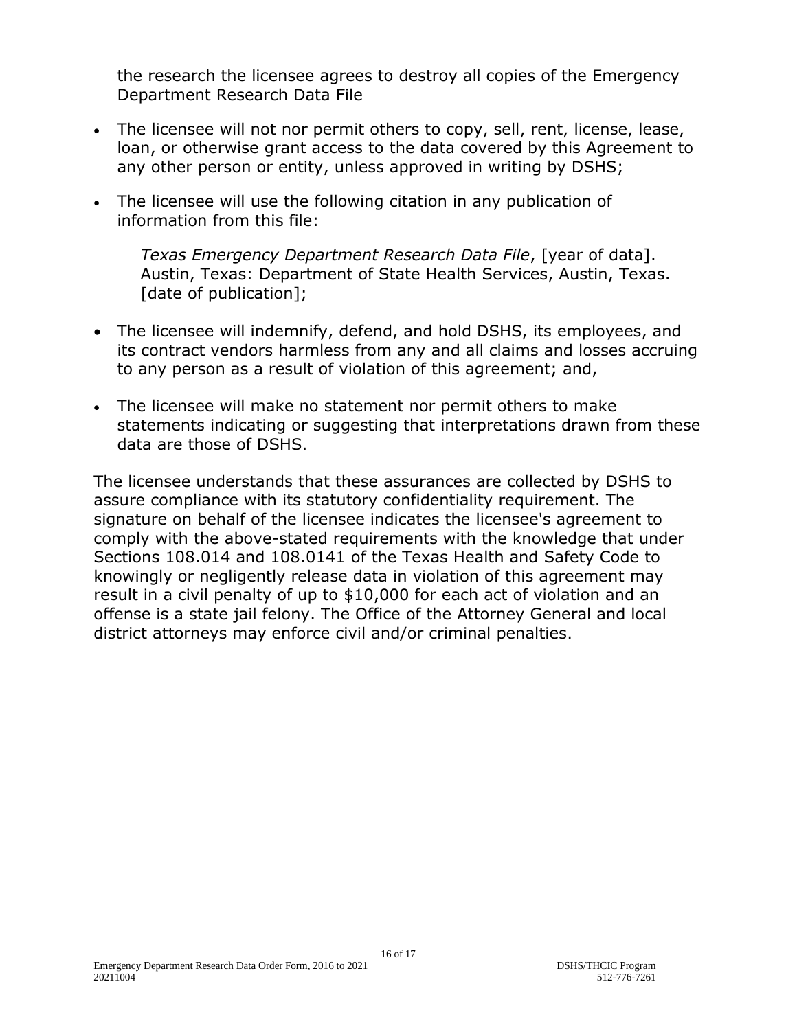the research the licensee agrees to destroy all copies of the Emergency Department Research Data File

- The licensee will not nor permit others to copy, sell, rent, license, lease, loan, or otherwise grant access to the data covered by this Agreement to any other person or entity, unless approved in writing by DSHS;
- The licensee will use the following citation in any publication of information from this file:

  *Texas Emergency Department Research Data File*, [year of data]. Austin, Texas: Department of State Health Services, Austin, Texas. [date of publication];

- The licensee will indemnify, defend, and hold DSHS, its employees, and its contract vendors harmless from any and all claims and losses accruing to any person as a result of violation of this agreement; and,
- The licensee will make no statement nor permit others to make statements indicating or suggesting that interpretations drawn from these data are those of DSHS.

The licensee understands that these assurances are collected by DSHS to assure compliance with its statutory confidentiality requirement. The signature on behalf of the licensee indicates the licensee's agreement to comply with the above-stated requirements with the knowledge that under Sections 108.014 and 108.0141 of the Texas Health and Safety Code to knowingly or negligently release data in violation of this agreement may result in a civil penalty of up to $10,000 for each act of violation and an offense is a state jail felony. The Office of the Attorney General and local district attorneys may enforce civil and/or criminal penalties.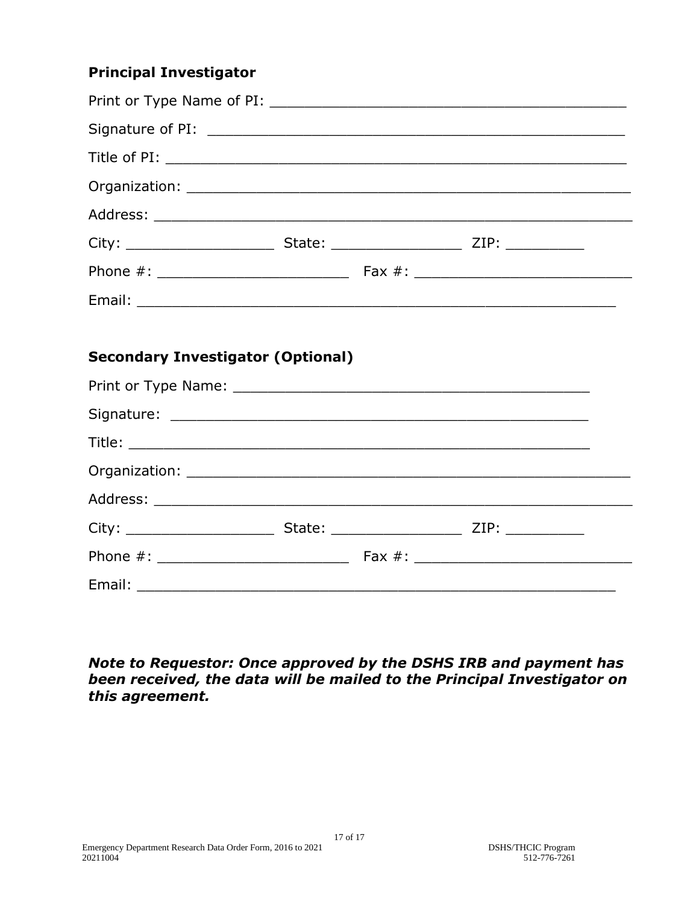**Principal Investigator**

Print or Type Name of PI: ________________________________________

Signature of PI: _______________________________________________

Title of PI: ____________________________________________________

Organization: _________________________________________________

Address: _______________________________________________________

City: _________________ State: _______________ ZIP: _________

Phone #: ______________________ Fax #: _________________________

Email: ______________________________________________________

**Secondary Investigator (Optional)**

Print or Type Name: ________________________________________

Signature: _______________________________________________

Title: ____________________________________________________

Organization: _________________________________________________

Address: _______________________________________________________

City: _________________ State: _______________ ZIP: _________

Phone #: ______________________ Fax #: _________________________

Email: ______________________________________________________

***Note to Requestor: Once approved by the DSHS IRB and payment has been received, the data will be mailed to the Principal Investigator on this agreement.***

Emergency Department Research Data Order Form, 2016 to 2021
20211004

DSHS/THCIC Program
512-776-7261